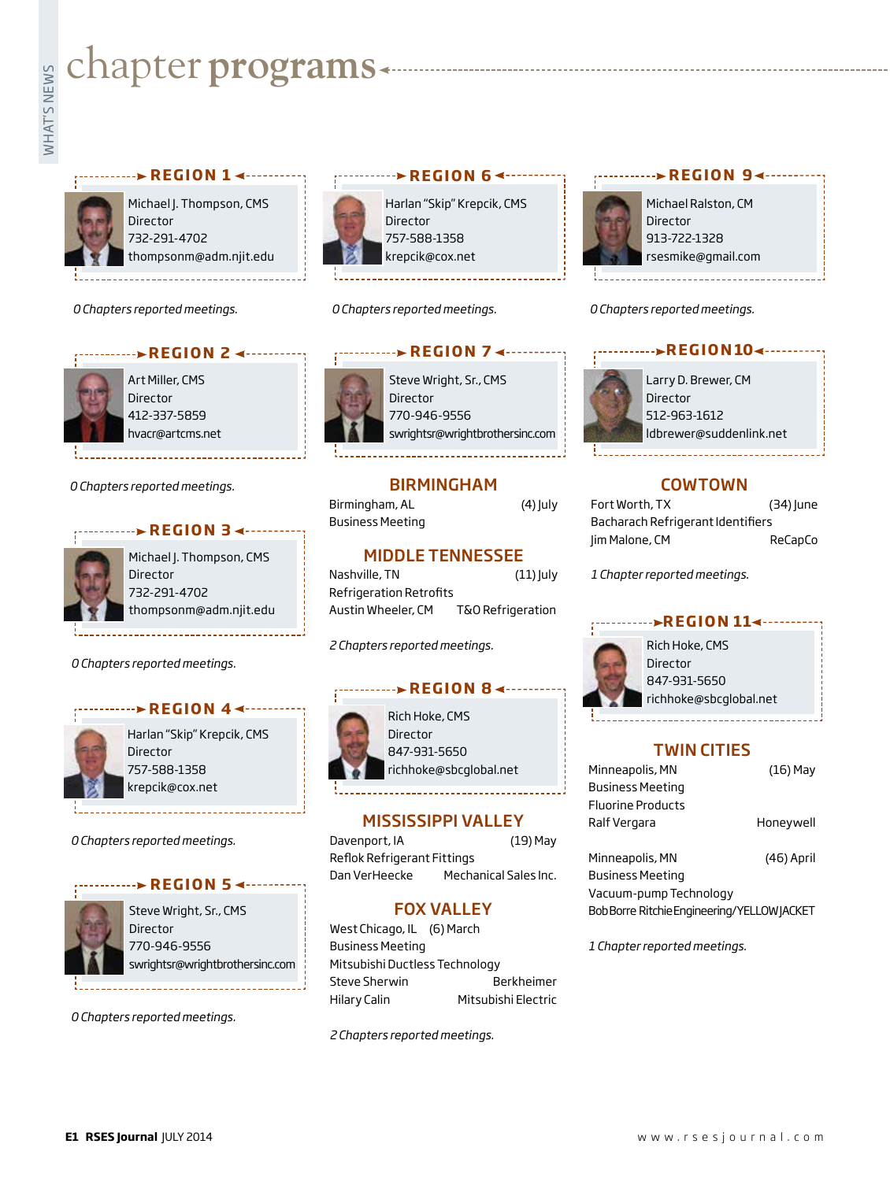# chapter programs

## REGION 1

Michael J. Thompson, CMS
Director
732-291-4702
thompsonm@adm.njit.edu

*0 Chapters reported meetings.*

## REGION 2

Art Miller, CMS
Director
412-337-5859
hvacr@artcms.net

*0 Chapters reported meetings.*

## REGION 3

Michael J. Thompson, CMS
Director
732-291-4702
thompsonm@adm.njit.edu

*0 Chapters reported meetings.*

## REGION 4

Harlan "Skip" Krepcik, CMS
Director
757-588-1358
krepcik@cox.net

*0 Chapters reported meetings.*

## REGION 5

Steve Wright, Sr., CMS
Director
770-946-9556
swrightsr@wrightbrothersinc.com

*0 Chapters reported meetings.*

## REGION 6

Harlan "Skip" Krepcik, CMS
Director
757-588-1358
krepcik@cox.net

*0 Chapters reported meetings.*

## REGION 7

Steve Wright, Sr., CMS
Director
770-946-9556
swrightsr@wrightbrothersinc.com

### BIRMINGHAM

Birmingham, AL (4) July
Business Meeting

### MIDDLE TENNESSEE

Nashville, TN (11) July
Refrigeration Retrofits
Austin Wheeler, CM — T&O Refrigeration

*2 Chapters reported meetings.*

## REGION 8

Rich Hoke, CMS
Director
847-931-5650
richhoke@sbcglobal.net

### MISSISSIPPI VALLEY

Davenport, IA (19) May
Reflok Refrigerant Fittings
Dan VerHeecke — Mechanical Sales Inc.

### FOX VALLEY

West Chicago, IL (6) March
Business Meeting
Mitsubishi Ductless Technology
Steve Sherwin — Berkheimer
Hilary Calin — Mitsubishi Electric

*2 Chapters reported meetings.*

## REGION 9

Michael Ralston, CM
Director
913-722-1328
rsesmike@gmail.com

*0 Chapters reported meetings.*

## REGION 10

Larry D. Brewer, CM
Director
512-963-1612
ldbrewer@suddenlink.net

### COWTOWN

Fort Worth, TX (34) June
Bacharach Refrigerant Identifiers
Jim Malone, CM — ReCapCo

*1 Chapter reported meetings.*

## REGION 11

Rich Hoke, CMS
Director
847-931-5650
richhoke@sbcglobal.net

### TWIN CITIES

Minneapolis, MN (16) May
Business Meeting
Fluorine Products
Ralf Vergara — Honeywell

Minneapolis, MN (46) April
Business Meeting
Vacuum-pump Technology
Bob Borre — Ritchie Engineering/YELLOW JACKET

*1 Chapter reported meetings.*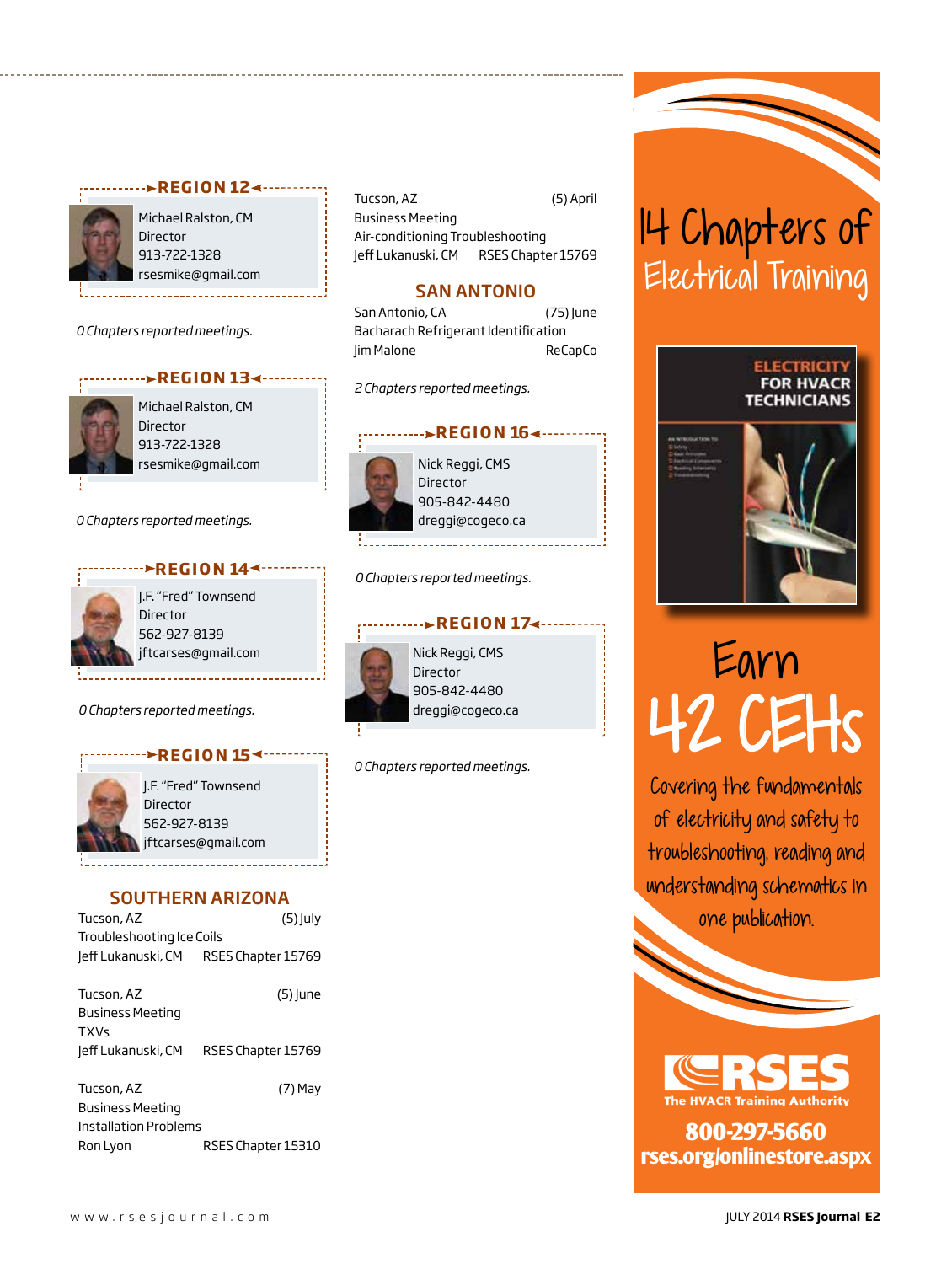## REGION 12

Michael Ralston, CM
Director
913-722-1328
rsesmike@gmail.com

*0 Chapters reported meetings.*

## REGION 13

Michael Ralston, CM
Director
913-722-1328
rsesmike@gmail.com

*0 Chapters reported meetings.*

## REGION 14

J.F. "Fred" Townsend
Director
562-927-8139
jftcarses@gmail.com

*0 Chapters reported meetings.*

## REGION 15

J.F. "Fred" Townsend
Director
562-927-8139
jftcarses@gmail.com

### SOUTHERN ARIZONA

Tucson, AZ (5) July
Troubleshooting Ice Coils
Jeff Lukanuski, CM RSES Chapter 15769

Tucson, AZ (5) June
Business Meeting
TXVs
Jeff Lukanuski, CM RSES Chapter 15769

Tucson, AZ (7) May
Business Meeting
Installation Problems
Ron Lyon RSES Chapter 15310

Tucson, AZ (5) April
Business Meeting
Air-conditioning Troubleshooting
Jeff Lukanuski, CM RSES Chapter 15769

### SAN ANTONIO

San Antonio, CA (75) June
Bacharach Refrigerant Identification
Jim Malone ReCapCo

*2 Chapters reported meetings.*

## REGION 16

Nick Reggi, CMS
Director
905-842-4480
dreggi@cogeco.ca

*0 Chapters reported meetings.*

## REGION 17

Nick Reggi, CMS
Director
905-842-4480
dreggi@cogeco.ca

*0 Chapters reported meetings.*

14 Chapters of Electrical Training

ELECTRICITY FOR HVACR TECHNICIANS

Earn 42 CEHs

Covering the fundamentals of electricity and safety to troubleshooting, reading and understanding schematics in one publication.

RSES The HVACR Training Authority

800-297-5660
rses.org/onlinestore.aspx